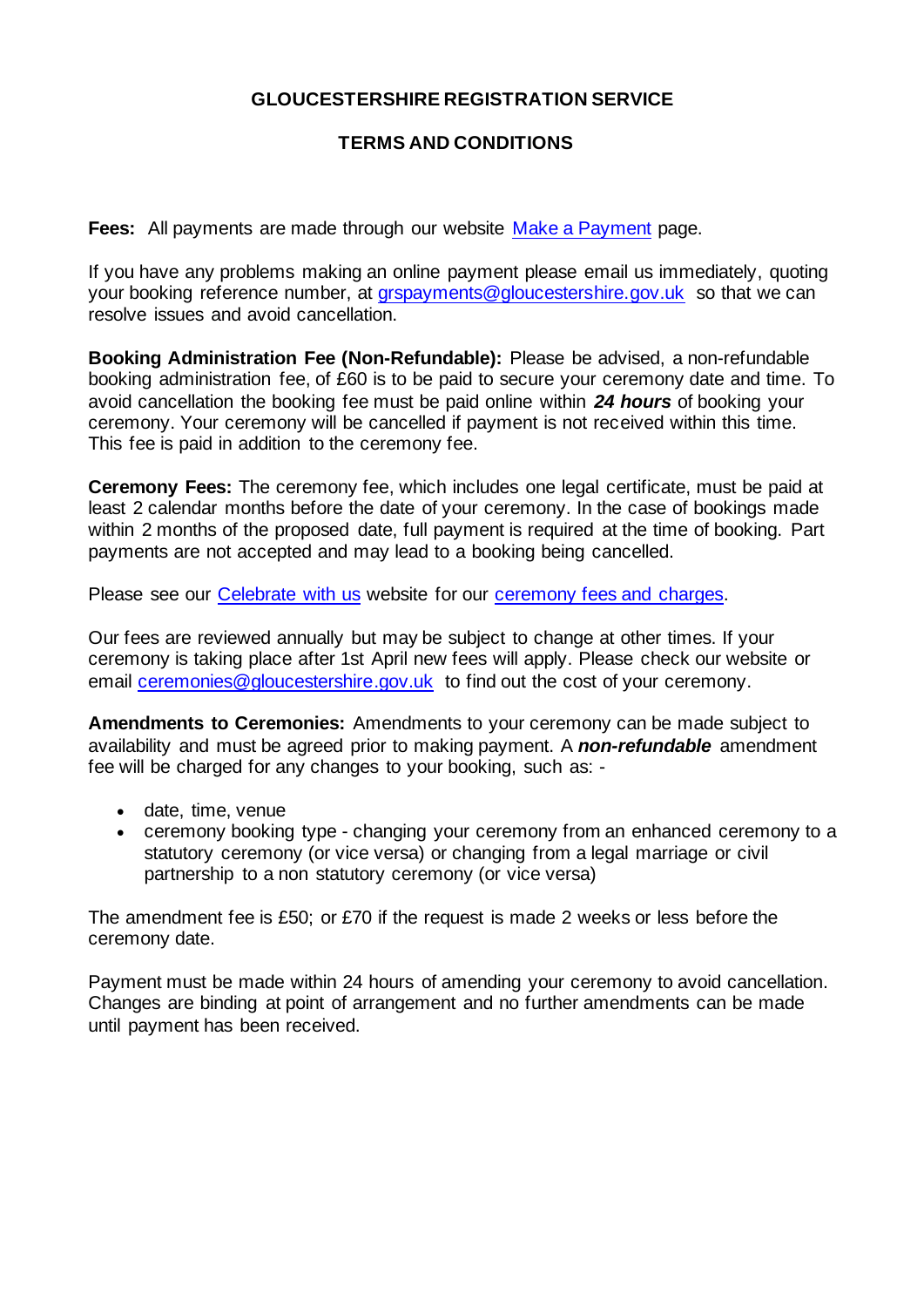# GLOUCESTERSHIRE REGISTRATION SERVICE

## TERMS AND CONDITIONS

**Fees:** All payments are made through our website Make a Payment page.

If you have any problems making an online payment please email us immediately, quoting your booking reference number, at grspayments@gloucestershire.gov.uk so that we can resolve issues and avoid cancellation.

**Booking Administration Fee (Non-Refundable):** Please be advised, a non-refundable booking administration fee, of £60 is to be paid to secure your ceremony date and time. To avoid cancellation the booking fee must be paid online within ***24 hours*** of booking your ceremony. Your ceremony will be cancelled if payment is not received within this time. This fee is paid in addition to the ceremony fee.

**Ceremony Fees:** The ceremony fee, which includes one legal certificate, must be paid at least 2 calendar months before the date of your ceremony. In the case of bookings made within 2 months of the proposed date, full payment is required at the time of booking. Part payments are not accepted and may lead to a booking being cancelled.

Please see our Celebrate with us website for our ceremony fees and charges.

Our fees are reviewed annually but may be subject to change at other times. If your ceremony is taking place after 1st April new fees will apply. Please check our website or email ceremonies@gloucestershire.gov.uk to find out the cost of your ceremony.

**Amendments to Ceremonies:** Amendments to your ceremony can be made subject to availability and must be agreed prior to making payment. A ***non-refundable*** amendment fee will be charged for any changes to your booking, such as: -

- date, time, venue
- ceremony booking type - changing your ceremony from an enhanced ceremony to a statutory ceremony (or vice versa) or changing from a legal marriage or civil partnership to a non statutory ceremony (or vice versa)

The amendment fee is £50; or £70 if the request is made 2 weeks or less before the ceremony date.

Payment must be made within 24 hours of amending your ceremony to avoid cancellation. Changes are binding at point of arrangement and no further amendments can be made until payment has been received.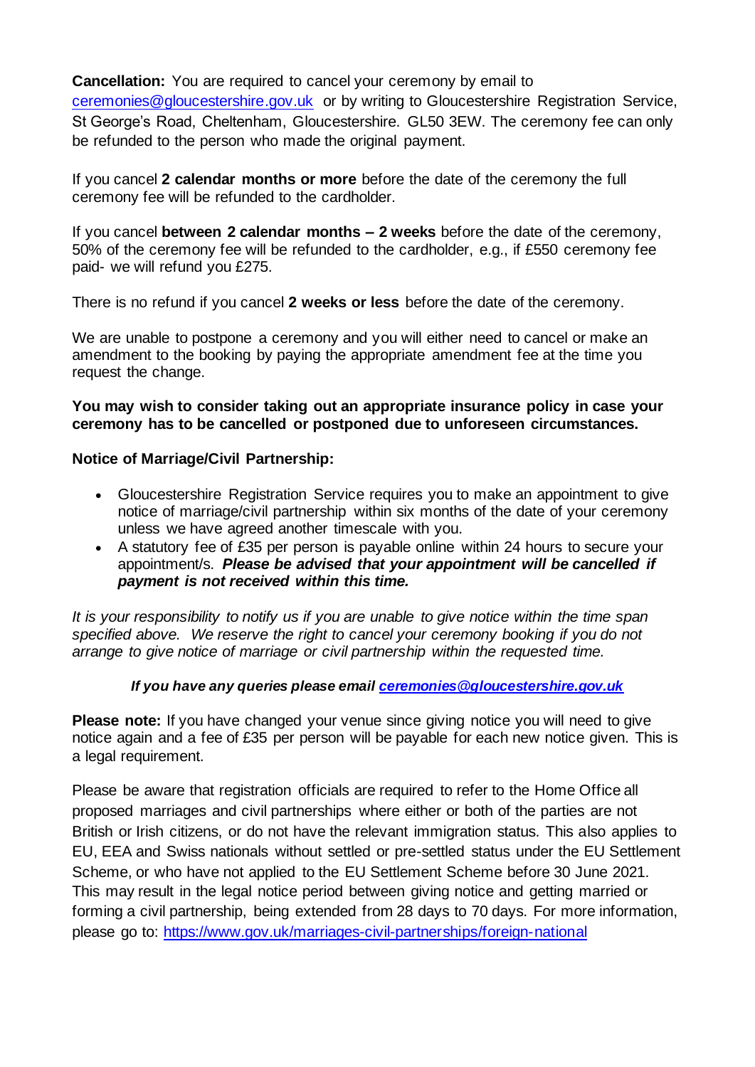**Cancellation:** You are required to cancel your ceremony by email to ceremonies@gloucestershire.gov.uk or by writing to Gloucestershire Registration Service, St George's Road, Cheltenham, Gloucestershire. GL50 3EW. The ceremony fee can only be refunded to the person who made the original payment.

If you cancel **2 calendar months or more** before the date of the ceremony the full ceremony fee will be refunded to the cardholder.

If you cancel **between 2 calendar months – 2 weeks** before the date of the ceremony, 50% of the ceremony fee will be refunded to the cardholder, e.g., if £550 ceremony fee paid- we will refund you £275.

There is no refund if you cancel **2 weeks or less** before the date of the ceremony.

We are unable to postpone a ceremony and you will either need to cancel or make an amendment to the booking by paying the appropriate amendment fee at the time you request the change.

**You may wish to consider taking out an appropriate insurance policy in case your ceremony has to be cancelled or postponed due to unforeseen circumstances.**

**Notice of Marriage/Civil Partnership:**

- Gloucestershire Registration Service requires you to make an appointment to give notice of marriage/civil partnership within six months of the date of your ceremony unless we have agreed another timescale with you.
- A statutory fee of £35 per person is payable online within 24 hours to secure your appointment/s. ***Please be advised that your appointment will be cancelled if payment is not received within this time.***

*It is your responsibility to notify us if you are unable to give notice within the time span specified above. We reserve the right to cancel your ceremony booking if you do not arrange to give notice of marriage or civil partnership within the requested time.*

***If you have any queries please email ceremonies@gloucestershire.gov.uk***

**Please note:** If you have changed your venue since giving notice you will need to give notice again and a fee of £35 per person will be payable for each new notice given. This is a legal requirement.

Please be aware that registration officials are required to refer to the Home Office all proposed marriages and civil partnerships where either or both of the parties are not British or Irish citizens, or do not have the relevant immigration status. This also applies to EU, EEA and Swiss nationals without settled or pre-settled status under the EU Settlement Scheme, or who have not applied to the EU Settlement Scheme before 30 June 2021. This may result in the legal notice period between giving notice and getting married or forming a civil partnership, being extended from 28 days to 70 days. For more information, please go to: https://www.gov.uk/marriages-civil-partnerships/foreign-national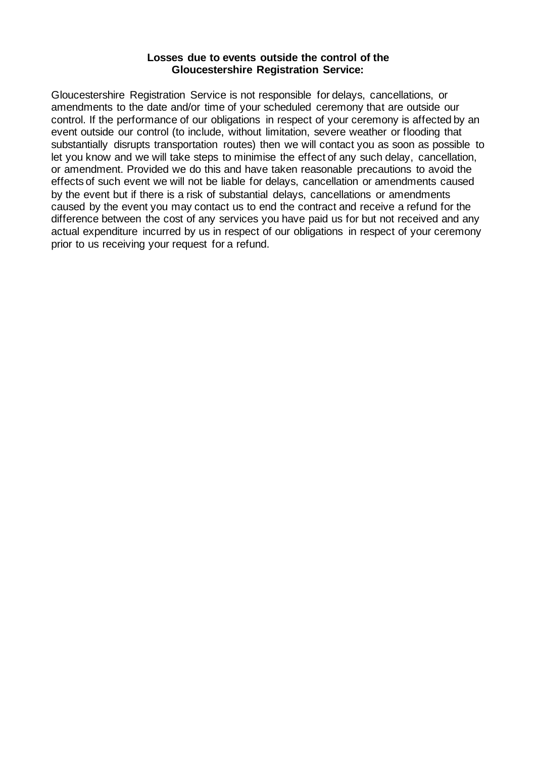**Losses due to events outside the control of the Gloucestershire Registration Service:**

Gloucestershire Registration Service is not responsible for delays, cancellations, or amendments to the date and/or time of your scheduled ceremony that are outside our control. If the performance of our obligations in respect of your ceremony is affected by an event outside our control (to include, without limitation, severe weather or flooding that substantially disrupts transportation routes) then we will contact you as soon as possible to let you know and we will take steps to minimise the effect of any such delay, cancellation, or amendment. Provided we do this and have taken reasonable precautions to avoid the effects of such event we will not be liable for delays, cancellation or amendments caused by the event but if there is a risk of substantial delays, cancellations or amendments caused by the event you may contact us to end the contract and receive a refund for the difference between the cost of any services you have paid us for but not received and any actual expenditure incurred by us in respect of our obligations in respect of your ceremony prior to us receiving your request for a refund.